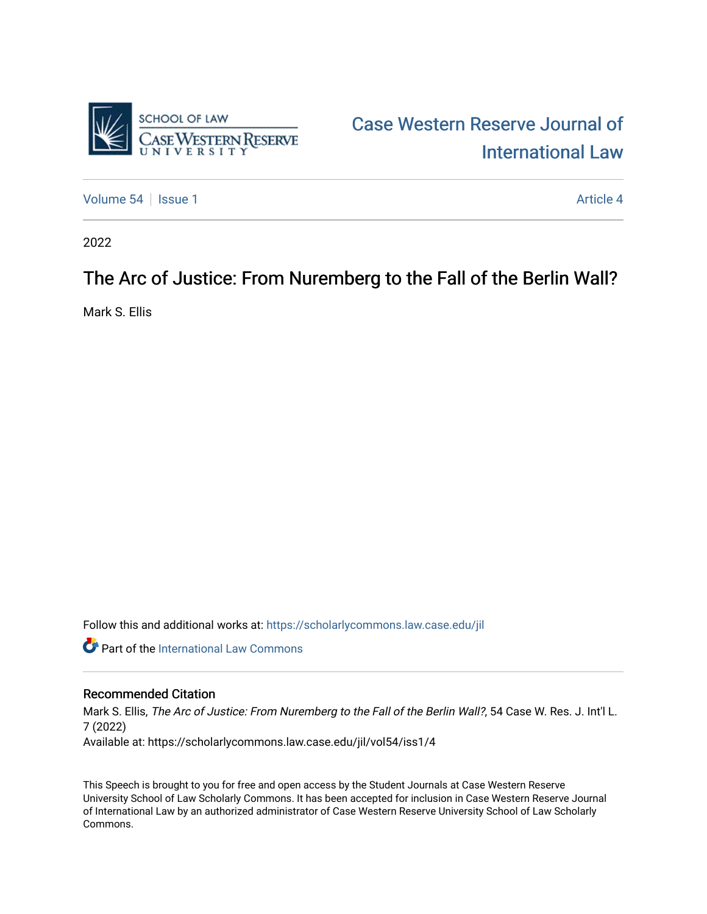Case Western Reserve Journal of International Law

Volume 54 | Issue 1 | Article 4

2022

# The Arc of Justice: From Nuremberg to the Fall of the Berlin Wall?

Mark S. Ellis

Follow this and additional works at: https://scholarlycommons.law.case.edu/jil

Part of the International Law Commons

## Recommended Citation

Mark S. Ellis, *The Arc of Justice: From Nuremberg to the Fall of the Berlin Wall?*, 54 Case W. Res. J. Int'l L. 7 (2022)
Available at: https://scholarlycommons.law.case.edu/jil/vol54/iss1/4

This Speech is brought to you for free and open access by the Student Journals at Case Western Reserve University School of Law Scholarly Commons. It has been accepted for inclusion in Case Western Reserve Journal of International Law by an authorized administrator of Case Western Reserve University School of Law Scholarly Commons.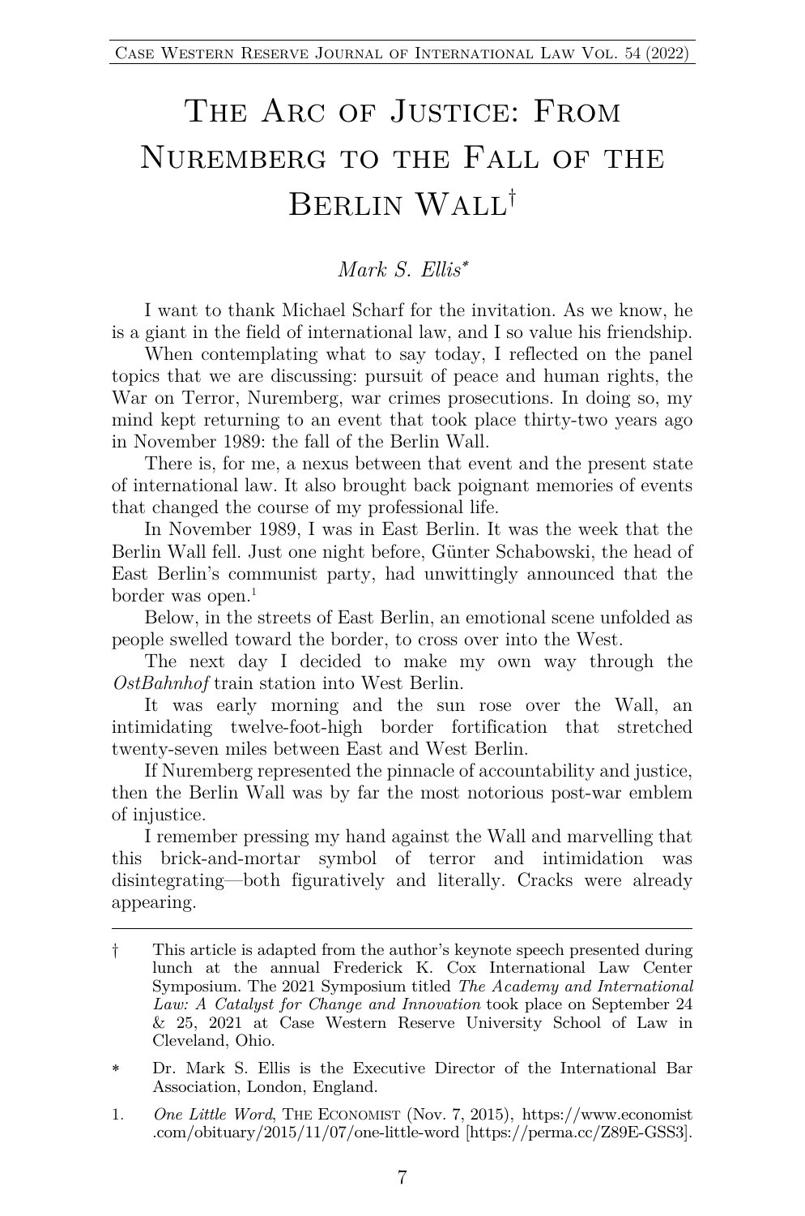# The Arc of Justice: From Nuremberg to the Fall of the Berlin Wall[†]

*Mark S. Ellis*[*]

I want to thank Michael Scharf for the invitation. As we know, he is a giant in the field of international law, and I so value his friendship.

When contemplating what to say today, I reflected on the panel topics that we are discussing: pursuit of peace and human rights, the War on Terror, Nuremberg, war crimes prosecutions. In doing so, my mind kept returning to an event that took place thirty-two years ago in November 1989: the fall of the Berlin Wall.

There is, for me, a nexus between that event and the present state of international law. It also brought back poignant memories of events that changed the course of my professional life.

In November 1989, I was in East Berlin. It was the week that the Berlin Wall fell. Just one night before, Günter Schabowski, the head of East Berlin's communist party, had unwittingly announced that the border was open.[1]

Below, in the streets of East Berlin, an emotional scene unfolded as people swelled toward the border, to cross over into the West.

The next day I decided to make my own way through the *OstBahnhof* train station into West Berlin.

It was early morning and the sun rose over the Wall, an intimidating twelve-foot-high border fortification that stretched twenty-seven miles between East and West Berlin.

If Nuremberg represented the pinnacle of accountability and justice, then the Berlin Wall was by far the most notorious post-war emblem of injustice.

I remember pressing my hand against the Wall and marvelling that this brick-and-mortar symbol of terror and intimidation was disintegrating—both figuratively and literally. Cracks were already appearing.

---

† This article is adapted from the author's keynote speech presented during lunch at the annual Frederick K. Cox International Law Center Symposium. The 2021 Symposium titled *The Academy and International Law: A Catalyst for Change and Innovation* took place on September 24 & 25, 2021 at Case Western Reserve University School of Law in Cleveland, Ohio.

\* Dr. Mark S. Ellis is the Executive Director of the International Bar Association, London, England.

1. *One Little Word*, THE ECONOMIST (Nov. 7, 2015), https://www.economist.com/obituary/2015/11/07/one-little-word [https://perma.cc/Z89E-GSS3].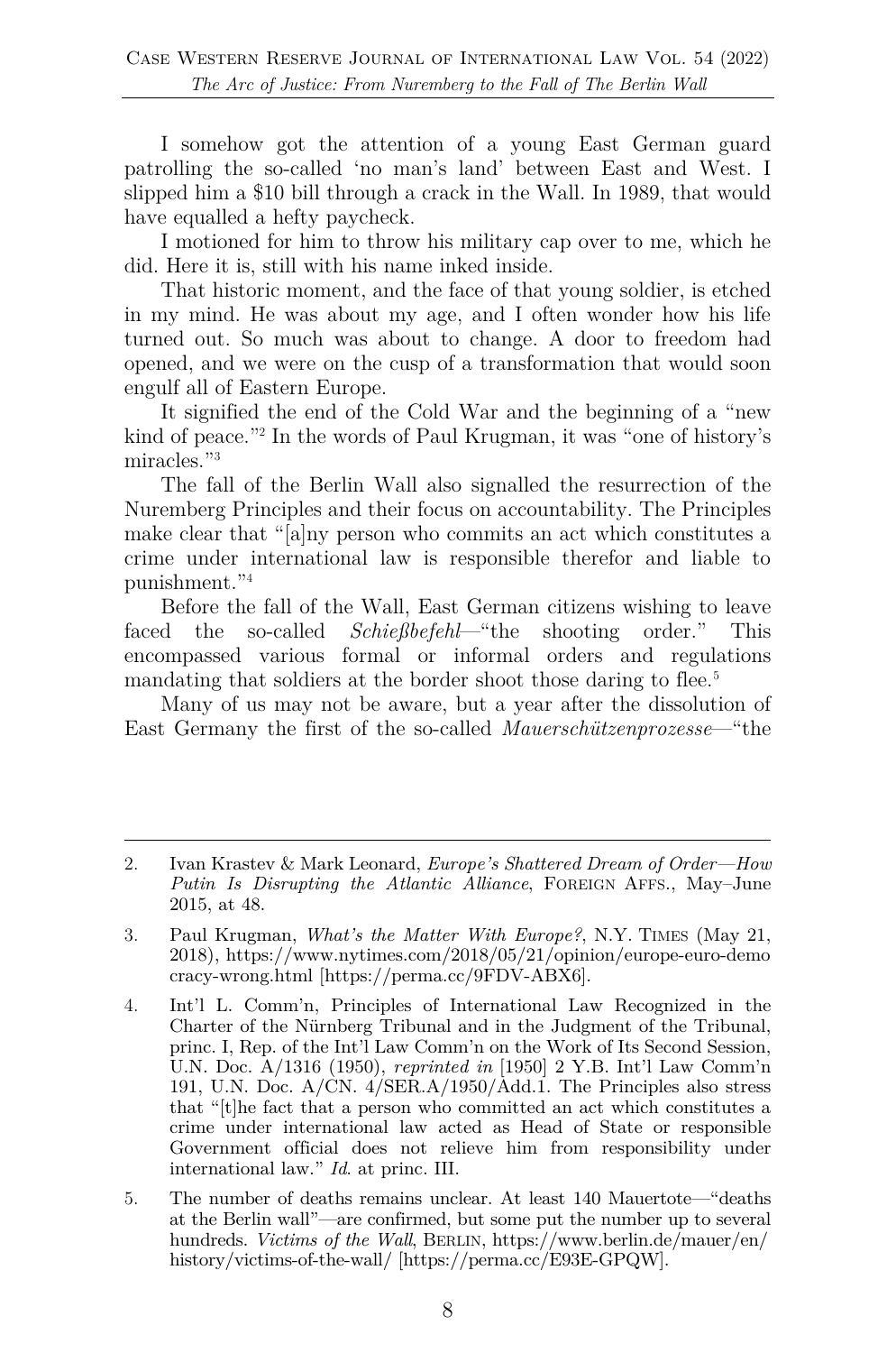I somehow got the attention of a young East German guard patrolling the so-called 'no man's land' between East and West. I slipped him a $10 bill through a crack in the Wall. In 1989, that would have equalled a hefty paycheck.

I motioned for him to throw his military cap over to me, which he did. Here it is, still with his name inked inside.

That historic moment, and the face of that young soldier, is etched in my mind. He was about my age, and I often wonder how his life turned out. So much was about to change. A door to freedom had opened, and we were on the cusp of a transformation that would soon engulf all of Eastern Europe.

It signified the end of the Cold War and the beginning of a "new kind of peace."[2] In the words of Paul Krugman, it was "one of history's miracles."[3]

The fall of the Berlin Wall also signalled the resurrection of the Nuremberg Principles and their focus on accountability. The Principles make clear that "[a]ny person who commits an act which constitutes a crime under international law is responsible therefor and liable to punishment."[4]

Before the fall of the Wall, East German citizens wishing to leave faced the so-called *Schießbefehl*—"the shooting order." This encompassed various formal or informal orders and regulations mandating that soldiers at the border shoot those daring to flee.[5]

Many of us may not be aware, but a year after the dissolution of East Germany the first of the so-called *Mauerschützenprozesse*—"the

---

2. Ivan Krastev & Mark Leonard, *Europe's Shattered Dream of Order—How Putin Is Disrupting the Atlantic Alliance*, FOREIGN AFFS., May–June 2015, at 48.

3. Paul Krugman, *What's the Matter With Europe?*, N.Y. TIMES (May 21, 2018), https://www.nytimes.com/2018/05/21/opinion/europe-euro-democracy-wrong.html [https://perma.cc/9FDV-ABX6].

4. Int'l L. Comm'n, Principles of International Law Recognized in the Charter of the Nürnberg Tribunal and in the Judgment of the Tribunal, princ. I, Rep. of the Int'l Law Comm'n on the Work of Its Second Session, U.N. Doc. A/1316 (1950), *reprinted in* [1950] 2 Y.B. Int'l Law Comm'n 191, U.N. Doc. A/CN. 4/SER.A/1950/Add.1. The Principles also stress that "[t]he fact that a person who committed an act which constitutes a crime under international law acted as Head of State or responsible Government official does not relieve him from responsibility under international law." *Id*. at princ. III.

5. The number of deaths remains unclear. At least 140 Mauertote—"deaths at the Berlin wall"—are confirmed, but some put the number up to several hundreds. *Victims of the Wall*, BERLIN, https://www.berlin.de/mauer/en/history/victims-of-the-wall/ [https://perma.cc/E93E-GPQW].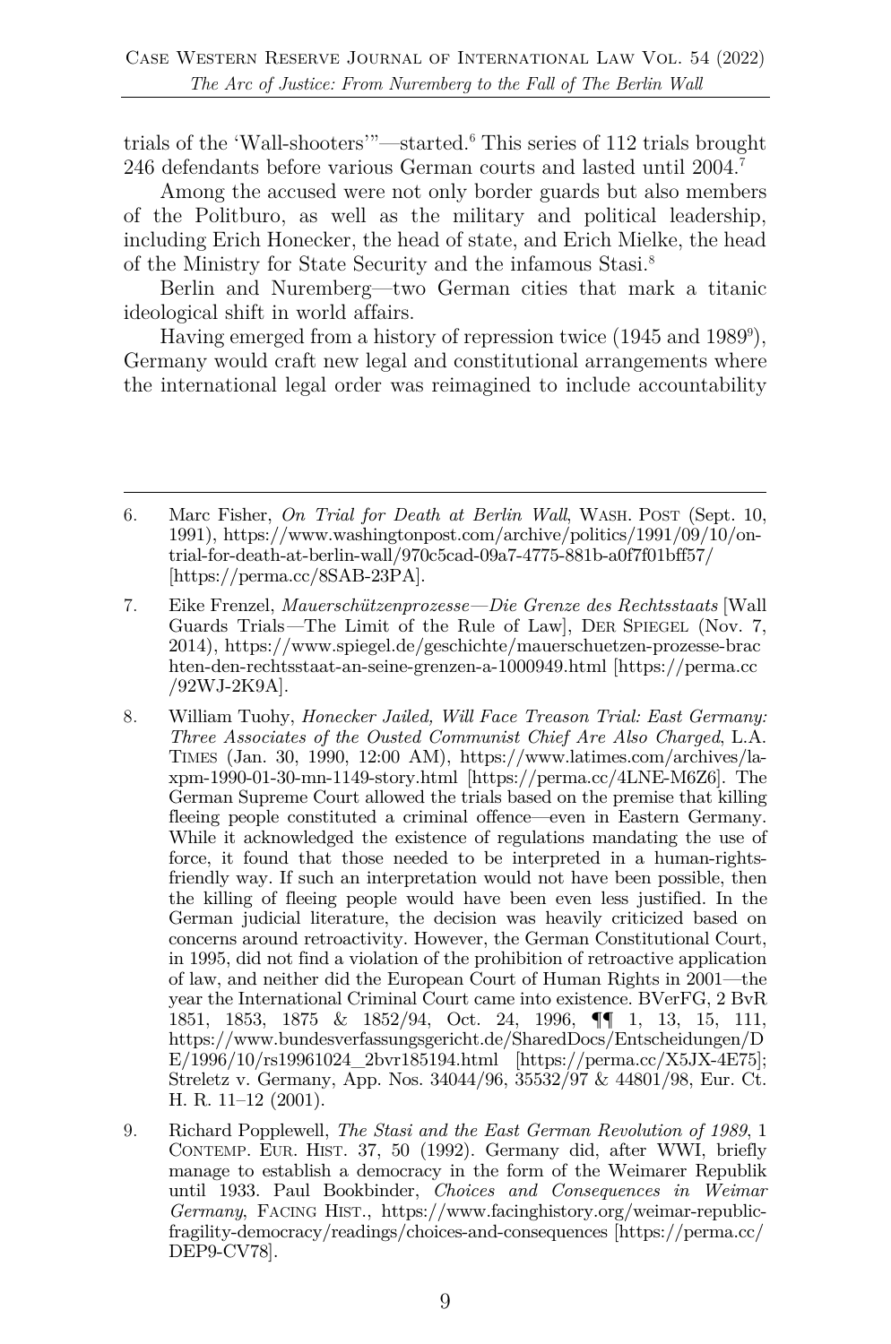trials of the 'Wall-shooters'"—started.[6] This series of 112 trials brought 246 defendants before various German courts and lasted until 2004.[7]

Among the accused were not only border guards but also members of the Politburo, as well as the military and political leadership, including Erich Honecker, the head of state, and Erich Mielke, the head of the Ministry for State Security and the infamous Stasi.[8]

Berlin and Nuremberg—two German cities that mark a titanic ideological shift in world affairs.

Having emerged from a history of repression twice (1945 and 1989[9]), Germany would craft new legal and constitutional arrangements where the international legal order was reimagined to include accountability

---

6. Marc Fisher, *On Trial for Death at Berlin Wall*, WASH. POST (Sept. 10, 1991), https://www.washingtonpost.com/archive/politics/1991/09/10/on-trial-for-death-at-berlin-wall/970c5cad-09a7-4775-881b-a0f7f01bff57/ [https://perma.cc/8SAB-23PA].

7. Eike Frenzel, *Mauerschützenprozesse—Die Grenze des Rechtsstaats* [Wall Guards Trials—The Limit of the Rule of Law], DER SPIEGEL (Nov. 7, 2014), https://www.spiegel.de/geschichte/mauerschuetzen-prozesse-brachten-den-rechtsstaat-an-seine-grenzen-a-1000949.html [https://perma.cc/92WJ-2K9A].

8. William Tuohy, *Honecker Jailed, Will Face Treason Trial: East Germany: Three Associates of the Ousted Communist Chief Are Also Charged*, L.A. TIMES (Jan. 30, 1990, 12:00 AM), https://www.latimes.com/archives/la-xpm-1990-01-30-mn-1149-story.html [https://perma.cc/4LNE-M6Z6]. The German Supreme Court allowed the trials based on the premise that killing fleeing people constituted a criminal offence—even in Eastern Germany. While it acknowledged the existence of regulations mandating the use of force, it found that those needed to be interpreted in a human-rights-friendly way. If such an interpretation would not have been possible, then the killing of fleeing people would have been even less justified. In the German judicial literature, the decision was heavily criticized based on concerns around retroactivity. However, the German Constitutional Court, in 1995, did not find a violation of the prohibition of retroactive application of law, and neither did the European Court of Human Rights in 2001—the year the International Criminal Court came into existence. BVerFG, 2 BvR 1851, 1853, 1875 & 1852/94, Oct. 24, 1996, ¶¶ 1, 13, 15, 111, https://www.bundesverfassungsgericht.de/SharedDocs/Entscheidungen/DE/1996/10/rs19961024_2bvr185194.html [https://perma.cc/X5JX-4E75]; Streletz v. Germany, App. Nos. 34044/96, 35532/97 & 44801/98, Eur. Ct. H. R. 11–12 (2001).

9. Richard Popplewell, *The Stasi and the East German Revolution of 1989*, 1 CONTEMP. EUR. HIST. 37, 50 (1992). Germany did, after WWI, briefly manage to establish a democracy in the form of the Weimarer Republik until 1933. Paul Bookbinder, *Choices and Consequences in Weimar Germany*, FACING HIST., https://www.facinghistory.org/weimar-republic-fragility-democracy/readings/choices-and-consequences [https://perma.cc/DEP9-CV78].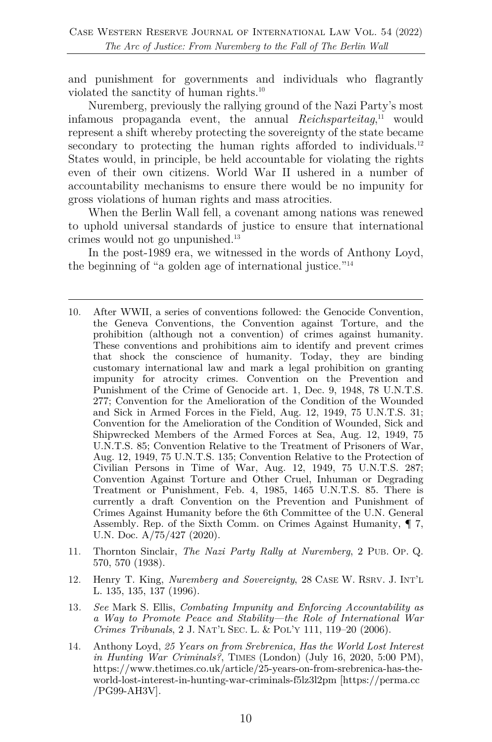and punishment for governments and individuals who flagrantly violated the sanctity of human rights.[10]

Nuremberg, previously the rallying ground of the Nazi Party's most infamous propaganda event, the annual *Reichsparteitag*,[11] would represent a shift whereby protecting the sovereignty of the state became secondary to protecting the human rights afforded to individuals.[12] States would, in principle, be held accountable for violating the rights even of their own citizens. World War II ushered in a number of accountability mechanisms to ensure there would be no impunity for gross violations of human rights and mass atrocities.

When the Berlin Wall fell, a covenant among nations was renewed to uphold universal standards of justice to ensure that international crimes would not go unpunished.[13]

In the post-1989 era, we witnessed in the words of Anthony Loyd, the beginning of "a golden age of international justice."[14]

---

10. After WWII, a series of conventions followed: the Genocide Convention, the Geneva Conventions, the Convention against Torture, and the prohibition (although not a convention) of crimes against humanity. These conventions and prohibitions aim to identify and prevent crimes that shock the conscience of humanity. Today, they are binding customary international law and mark a legal prohibition on granting impunity for atrocity crimes. Convention on the Prevention and Punishment of the Crime of Genocide art. 1, Dec. 9, 1948, 78 U.N.T.S. 277; Convention for the Amelioration of the Condition of the Wounded and Sick in Armed Forces in the Field, Aug. 12, 1949, 75 U.N.T.S. 31; Convention for the Amelioration of the Condition of Wounded, Sick and Shipwrecked Members of the Armed Forces at Sea, Aug. 12, 1949, 75 U.N.T.S. 85; Convention Relative to the Treatment of Prisoners of War, Aug. 12, 1949, 75 U.N.T.S. 135; Convention Relative to the Protection of Civilian Persons in Time of War, Aug. 12, 1949, 75 U.N.T.S. 287; Convention Against Torture and Other Cruel, Inhuman or Degrading Treatment or Punishment, Feb. 4, 1985, 1465 U.N.T.S. 85. There is currently a draft Convention on the Prevention and Punishment of Crimes Against Humanity before the 6th Committee of the U.N. General Assembly. Rep. of the Sixth Comm. on Crimes Against Humanity, ¶ 7, U.N. Doc. A/75/427 (2020).

11. Thornton Sinclair, *The Nazi Party Rally at Nuremberg*, 2 PUB. OP. Q. 570, 570 (1938).

12. Henry T. King, *Nuremberg and Sovereignty*, 28 CASE W. RSRV. J. INT'L L. 135, 135, 137 (1996).

13. *See* Mark S. Ellis, *Combating Impunity and Enforcing Accountability as a Way to Promote Peace and Stability—the Role of International War Crimes Tribunals*, 2 J. NAT'L SEC. L. & POL'Y 111, 119–20 (2006).

14. Anthony Loyd, *25 Years on from Srebrenica, Has the World Lost Interest in Hunting War Criminals?*, TIMES (London) (July 16, 2020, 5:00 PM), https://www.thetimes.co.uk/article/25-years-on-from-srebrenica-has-the-world-lost-interest-in-hunting-war-criminals-f5lz3l2pm [https://perma.cc/PG99-AH3V].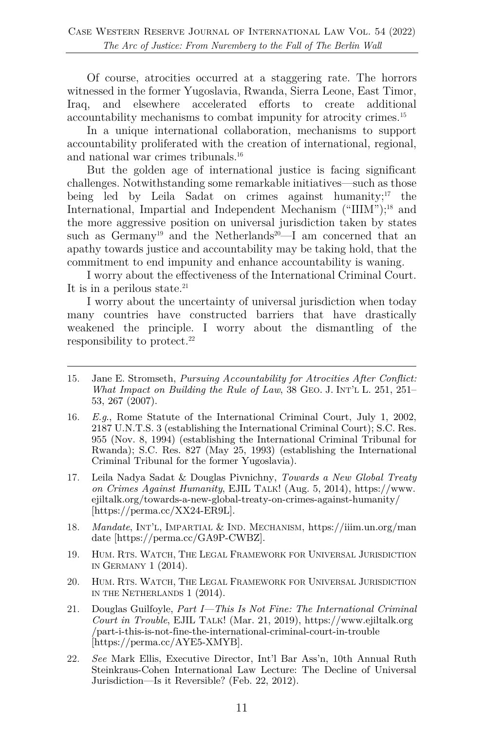Of course, atrocities occurred at a staggering rate. The horrors witnessed in the former Yugoslavia, Rwanda, Sierra Leone, East Timor, Iraq, and elsewhere accelerated efforts to create additional accountability mechanisms to combat impunity for atrocity crimes.[15]

In a unique international collaboration, mechanisms to support accountability proliferated with the creation of international, regional, and national war crimes tribunals.[16]

But the golden age of international justice is facing significant challenges. Notwithstanding some remarkable initiatives—such as those being led by Leila Sadat on crimes against humanity;[17] the International, Impartial and Independent Mechanism ("IIIM");[18] and the more aggressive position on universal jurisdiction taken by states such as Germany[19] and the Netherlands[20]—I am concerned that an apathy towards justice and accountability may be taking hold, that the commitment to end impunity and enhance accountability is waning.

I worry about the effectiveness of the International Criminal Court. It is in a perilous state.[21]

I worry about the uncertainty of universal jurisdiction when today many countries have constructed barriers that have drastically weakened the principle. I worry about the dismantling of the responsibility to protect.[22]

---

15. Jane E. Stromseth, *Pursuing Accountability for Atrocities After Conflict: What Impact on Building the Rule of Law*, 38 GEO. J. INT'L L. 251, 251–53, 267 (2007).

16. *E.g.*, Rome Statute of the International Criminal Court, July 1, 2002, 2187 U.N.T.S. 3 (establishing the International Criminal Court); S.C. Res. 955 (Nov. 8, 1994) (establishing the International Criminal Tribunal for Rwanda); S.C. Res. 827 (May 25, 1993) (establishing the International Criminal Tribunal for the former Yugoslavia).

17. Leila Nadya Sadat & Douglas Pivnichny, *Towards a New Global Treaty on Crimes Against Humanity*, EJIL TALK! (Aug. 5, 2014), https://www.ejiltalk.org/towards-a-new-global-treaty-on-crimes-against-humanity/ [https://perma.cc/XX24-ER9L].

18. *Mandate*, INT'L, IMPARTIAL & IND. MECHANISM, https://iiim.un.org/mandate [https://perma.cc/GA9P-CWBZ].

19. HUM. RTS. WATCH, THE LEGAL FRAMEWORK FOR UNIVERSAL JURISDICTION IN GERMANY 1 (2014).

20. HUM. RTS. WATCH, THE LEGAL FRAMEWORK FOR UNIVERSAL JURISDICTION IN THE NETHERLANDS 1 (2014).

21. Douglas Guilfoyle, *Part I—This Is Not Fine: The International Criminal Court in Trouble*, EJIL TALK! (Mar. 21, 2019), https://www.ejiltalk.org/part-i-this-is-not-fine-the-international-criminal-court-in-trouble [https://perma.cc/AYE5-XMYB].

22. *See* Mark Ellis, Executive Director, Int'l Bar Ass'n, 10th Annual Ruth Steinkraus-Cohen International Law Lecture: The Decline of Universal Jurisdiction—Is it Reversible? (Feb. 22, 2012).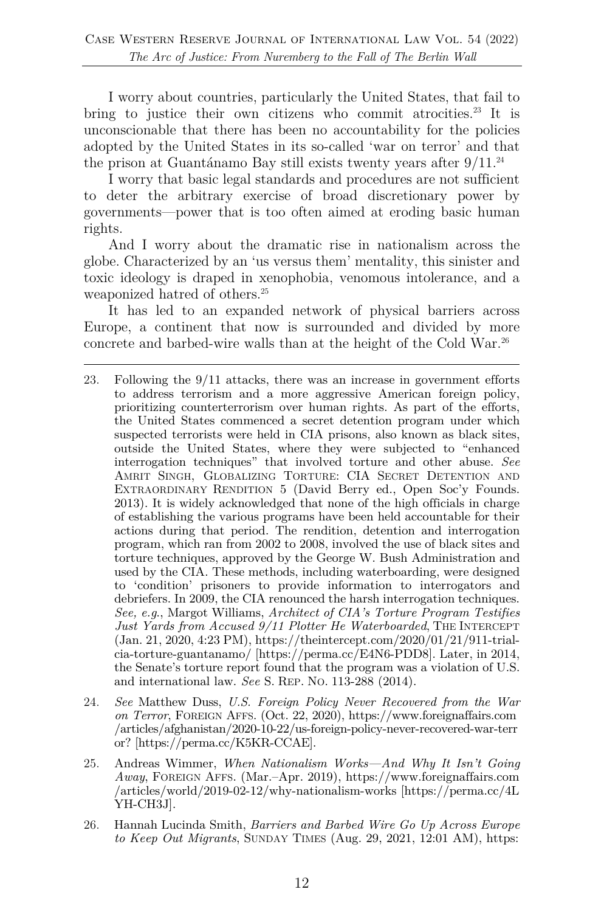I worry about countries, particularly the United States, that fail to bring to justice their own citizens who commit atrocities.[23] It is unconscionable that there has been no accountability for the policies adopted by the United States in its so-called 'war on terror' and that the prison at Guantánamo Bay still exists twenty years after 9/11.[24]

I worry that basic legal standards and procedures are not sufficient to deter the arbitrary exercise of broad discretionary power by governments—power that is too often aimed at eroding basic human rights.

And I worry about the dramatic rise in nationalism across the globe. Characterized by an 'us versus them' mentality, this sinister and toxic ideology is draped in xenophobia, venomous intolerance, and a weaponized hatred of others.[25]

It has led to an expanded network of physical barriers across Europe, a continent that now is surrounded and divided by more concrete and barbed-wire walls than at the height of the Cold War.[26]

---

23. Following the 9/11 attacks, there was an increase in government efforts to address terrorism and a more aggressive American foreign policy, prioritizing counterterrorism over human rights. As part of the efforts, the United States commenced a secret detention program under which suspected terrorists were held in CIA prisons, also known as black sites, outside the United States, where they were subjected to "enhanced interrogation techniques" that involved torture and other abuse. *See* Amrit Singh, Globalizing Torture: CIA Secret Detention and Extraordinary Rendition 5 (David Berry ed., Open Soc'y Founds. 2013). It is widely acknowledged that none of the high officials in charge of establishing the various programs have been held accountable for their actions during that period. The rendition, detention and interrogation program, which ran from 2002 to 2008, involved the use of black sites and torture techniques, approved by the George W. Bush Administration and used by the CIA. These methods, including waterboarding, were designed to 'condition' prisoners to provide information to interrogators and debriefers. In 2009, the CIA renounced the harsh interrogation techniques. *See, e.g.*, Margot Williams, *Architect of CIA's Torture Program Testifies Just Yards from Accused 9/11 Plotter He Waterboarded*, The Intercept (Jan. 21, 2020, 4:23 PM), https://theintercept.com/2020/01/21/911-trial-cia-torture-guantanamo/ [https://perma.cc/E4N6-PDD8]. Later, in 2014, the Senate's torture report found that the program was a violation of U.S. and international law. *See* S. Rep. No. 113-288 (2014).

24. *See* Matthew Duss, *U.S. Foreign Policy Never Recovered from the War on Terror*, Foreign Affs. (Oct. 22, 2020), https://www.foreignaffairs.com/articles/afghanistan/2020-10-22/us-foreign-policy-never-recovered-war-terror? [https://perma.cc/K5KR-CCAE].

25. Andreas Wimmer, *When Nationalism Works—And Why It Isn't Going Away*, Foreign Affs. (Mar.–Apr. 2019), https://www.foreignaffairs.com/articles/world/2019-02-12/why-nationalism-works [https://perma.cc/4LYH-CH3J].

26. Hannah Lucinda Smith, *Barriers and Barbed Wire Go Up Across Europe to Keep Out Migrants*, Sunday Times (Aug. 29, 2021, 12:01 AM), https: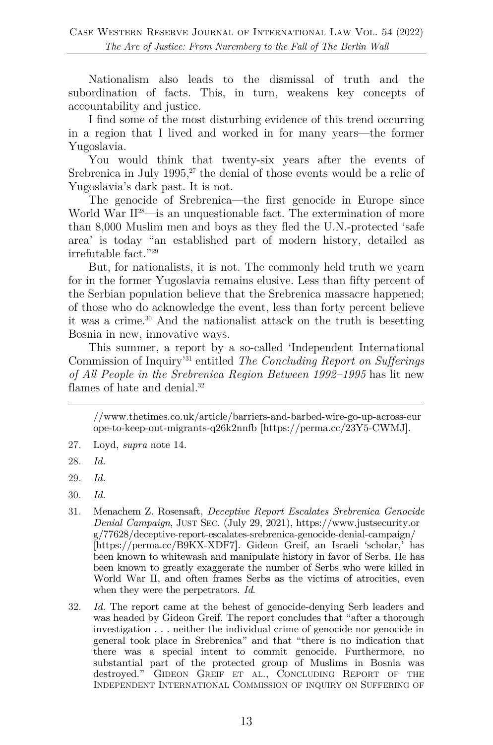Nationalism also leads to the dismissal of truth and the subordination of facts. This, in turn, weakens key concepts of accountability and justice.

I find some of the most disturbing evidence of this trend occurring in a region that I lived and worked in for many years—the former Yugoslavia.

You would think that twenty-six years after the events of Srebrenica in July 1995,[27] the denial of those events would be a relic of Yugoslavia's dark past. It is not.

The genocide of Srebrenica—the first genocide in Europe since World War II[28]—is an unquestionable fact. The extermination of more than 8,000 Muslim men and boys as they fled the U.N.-protected 'safe area' is today "an established part of modern history, detailed as irrefutable fact."[29]

But, for nationalists, it is not. The commonly held truth we yearn for in the former Yugoslavia remains elusive. Less than fifty percent of the Serbian population believe that the Srebrenica massacre happened; of those who do acknowledge the event, less than forty percent believe it was a crime.[30] And the nationalist attack on the truth is besetting Bosnia in new, innovative ways.

This summer, a report by a so-called 'Independent International Commission of Inquiry'[31] entitled *The Concluding Report on Sufferings of All People in the Srebrenica Region Between 1992–1995* has lit new flames of hate and denial.[32]

---

//www.thetimes.co.uk/article/barriers-and-barbed-wire-go-up-across-europe-to-keep-out-migrants-q26k2nnfb [https://perma.cc/23Y5-CWMJ].

27. Loyd, *supra* note 14.

28. *Id.*

29. *Id.*

30. *Id.*

31. Menachem Z. Rosensaft, *Deceptive Report Escalates Srebrenica Genocide Denial Campaign*, JUST SEC. (July 29, 2021), https://www.justsecurity.org/77628/deceptive-report-escalates-srebrenica-genocide-denial-campaign/ [https://perma.cc/B9KX-XDF7]. Gideon Greif, an Israeli 'scholar,' has been known to whitewash and manipulate history in favor of Serbs. He has been known to greatly exaggerate the number of Serbs who were killed in World War II, and often frames Serbs as the victims of atrocities, even when they were the perpetrators. *Id*.

32. *Id.* The report came at the behest of genocide-denying Serb leaders and was headed by Gideon Greif. The report concludes that "after a thorough investigation . . . neither the individual crime of genocide nor genocide in general took place in Srebrenica" and that "there is no indication that there was a special intent to commit genocide. Furthermore, no substantial part of the protected group of Muslims in Bosnia was destroyed." GIDEON GREIF ET AL., CONCLUDING REPORT OF THE INDEPENDENT INTERNATIONAL COMMISSION OF INQUIRY ON SUFFERING OF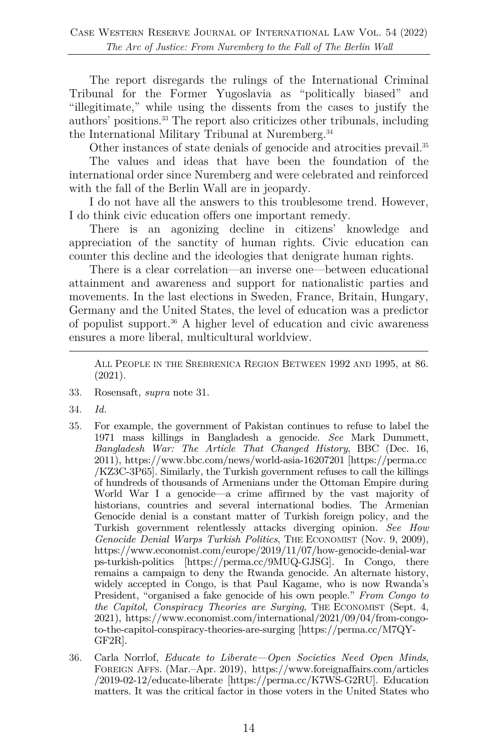The report disregards the rulings of the International Criminal Tribunal for the Former Yugoslavia as "politically biased" and "illegitimate," while using the dissents from the cases to justify the authors' positions.[33] The report also criticizes other tribunals, including the International Military Tribunal at Nuremberg.[34]

Other instances of state denials of genocide and atrocities prevail.[35]

The values and ideas that have been the foundation of the international order since Nuremberg and were celebrated and reinforced with the fall of the Berlin Wall are in jeopardy.

I do not have all the answers to this troublesome trend. However, I do think civic education offers one important remedy.

There is an agonizing decline in citizens' knowledge and appreciation of the sanctity of human rights. Civic education can counter this decline and the ideologies that denigrate human rights.

There is a clear correlation—an inverse one—between educational attainment and awareness and support for nationalistic parties and movements. In the last elections in Sweden, France, Britain, Hungary, Germany and the United States, the level of education was a predictor of populist support.[36] A higher level of education and civic awareness ensures a more liberal, multicultural worldview.

---

ALL PEOPLE IN THE SREBRENICA REGION BETWEEN 1992 AND 1995, at 86. (2021).

33. Rosensaft, *supra* note 31.

34. *Id.*

35. For example, the government of Pakistan continues to refuse to label the 1971 mass killings in Bangladesh a genocide. *See* Mark Dummett, *Bangladesh War: The Article That Changed History*, BBC (Dec. 16, 2011), https://www.bbc.com/news/world-asia-16207201 [https://perma.cc/KZ3C-3P65]. Similarly, the Turkish government refuses to call the killings of hundreds of thousands of Armenians under the Ottoman Empire during World War I a genocide—a crime affirmed by the vast majority of historians, countries and several international bodies. The Armenian Genocide denial is a constant matter of Turkish foreign policy, and the Turkish government relentlessly attacks diverging opinion. *See How Genocide Denial Warps Turkish Politics*, THE ECONOMIST (Nov. 9, 2009), https://www.economist.com/europe/2019/11/07/how-genocide-denial-warps-turkish-politics [https://perma.cc/9MUQ-GJSG]. In Congo, there remains a campaign to deny the Rwanda genocide. An alternate history, widely accepted in Congo, is that Paul Kagame, who is now Rwanda's President, "organised a fake genocide of his own people." *From Congo to the Capitol, Conspiracy Theories are Surging*, THE ECONOMIST (Sept. 4, 2021), https://www.economist.com/international/2021/09/04/from-congo-to-the-capitol-conspiracy-theories-are-surging [https://perma.cc/M7QY-GF2R].

36. Carla Norrlof, *Educate to Liberate—Open Societies Need Open Minds*, FOREIGN AFFS. (Mar.–Apr. 2019), https://www.foreignaffairs.com/articles/2019-02-12/educate-liberate [https://perma.cc/K7WS-G2RU]. Education matters. It was the critical factor in those voters in the United States who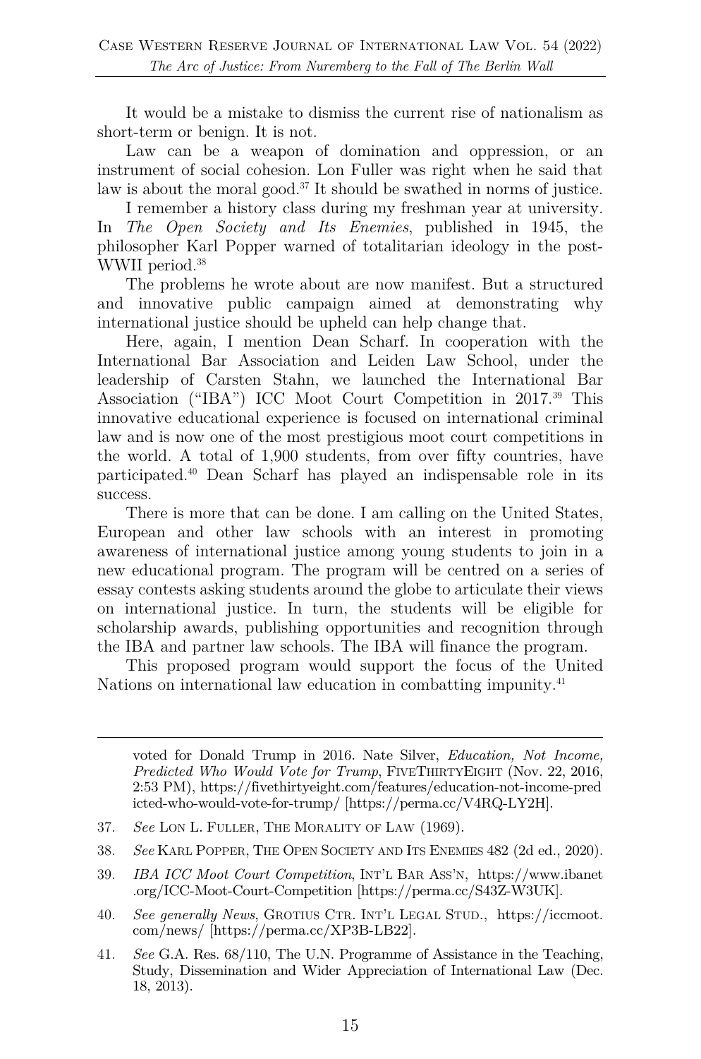It would be a mistake to dismiss the current rise of nationalism as short-term or benign. It is not.

Law can be a weapon of domination and oppression, or an instrument of social cohesion. Lon Fuller was right when he said that law is about the moral good.[37] It should be swathed in norms of justice.

I remember a history class during my freshman year at university. In *The Open Society and Its Enemies*, published in 1945, the philosopher Karl Popper warned of totalitarian ideology in the post-WWII period.[38]

The problems he wrote about are now manifest. But a structured and innovative public campaign aimed at demonstrating why international justice should be upheld can help change that.

Here, again, I mention Dean Scharf. In cooperation with the International Bar Association and Leiden Law School, under the leadership of Carsten Stahn, we launched the International Bar Association ("IBA") ICC Moot Court Competition in 2017.[39] This innovative educational experience is focused on international criminal law and is now one of the most prestigious moot court competitions in the world. A total of 1,900 students, from over fifty countries, have participated.[40] Dean Scharf has played an indispensable role in its success.

There is more that can be done. I am calling on the United States, European and other law schools with an interest in promoting awareness of international justice among young students to join in a new educational program. The program will be centred on a series of essay contests asking students around the globe to articulate their views on international justice. In turn, the students will be eligible for scholarship awards, publishing opportunities and recognition through the IBA and partner law schools. The IBA will finance the program.

This proposed program would support the focus of the United Nations on international law education in combatting impunity.[41]

---

voted for Donald Trump in 2016. Nate Silver, *Education, Not Income, Predicted Who Would Vote for Trump*, FIVETHIRTYEIGHT (Nov. 22, 2016, 2:53 PM), https://fivethirtyeight.com/features/education-not-income-predicted-who-would-vote-for-trump/ [https://perma.cc/V4RQ-LY2H].

37. *See* LON L. FULLER, THE MORALITY OF LAW (1969).

38. *See* KARL POPPER, THE OPEN SOCIETY AND ITS ENEMIES 482 (2d ed., 2020).

39. *IBA ICC Moot Court Competition*, INT'L BAR ASS'N, https://www.ibanet.org/ICC-Moot-Court-Competition [https://perma.cc/S43Z-W3UK].

40. *See generally News*, GROTIUS CTR. INT'L LEGAL STUD., https://iccmoot.com/news/ [https://perma.cc/XP3B-LB22].

41. *See* G.A. Res. 68/110, The U.N. Programme of Assistance in the Teaching, Study, Dissemination and Wider Appreciation of International Law (Dec. 18, 2013).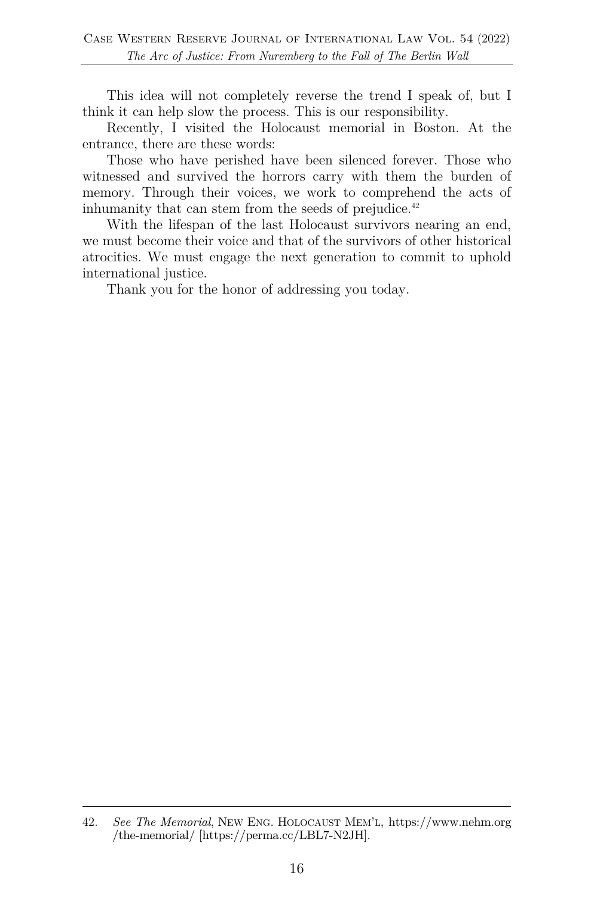This idea will not completely reverse the trend I speak of, but I think it can help slow the process. This is our responsibility.

Recently, I visited the Holocaust memorial in Boston. At the entrance, there are these words:

Those who have perished have been silenced forever. Those who witnessed and survived the horrors carry with them the burden of memory. Through their voices, we work to comprehend the acts of inhumanity that can stem from the seeds of prejudice.[42]

With the lifespan of the last Holocaust survivors nearing an end, we must become their voice and that of the survivors of other historical atrocities. We must engage the next generation to commit to uphold international justice.

Thank you for the honor of addressing you today.

---

42. *See The Memorial*, NEW ENG. HOLOCAUST MEM'L, https://www.nehm.org/the-memorial/ [https://perma.cc/LBL7-N2JH].